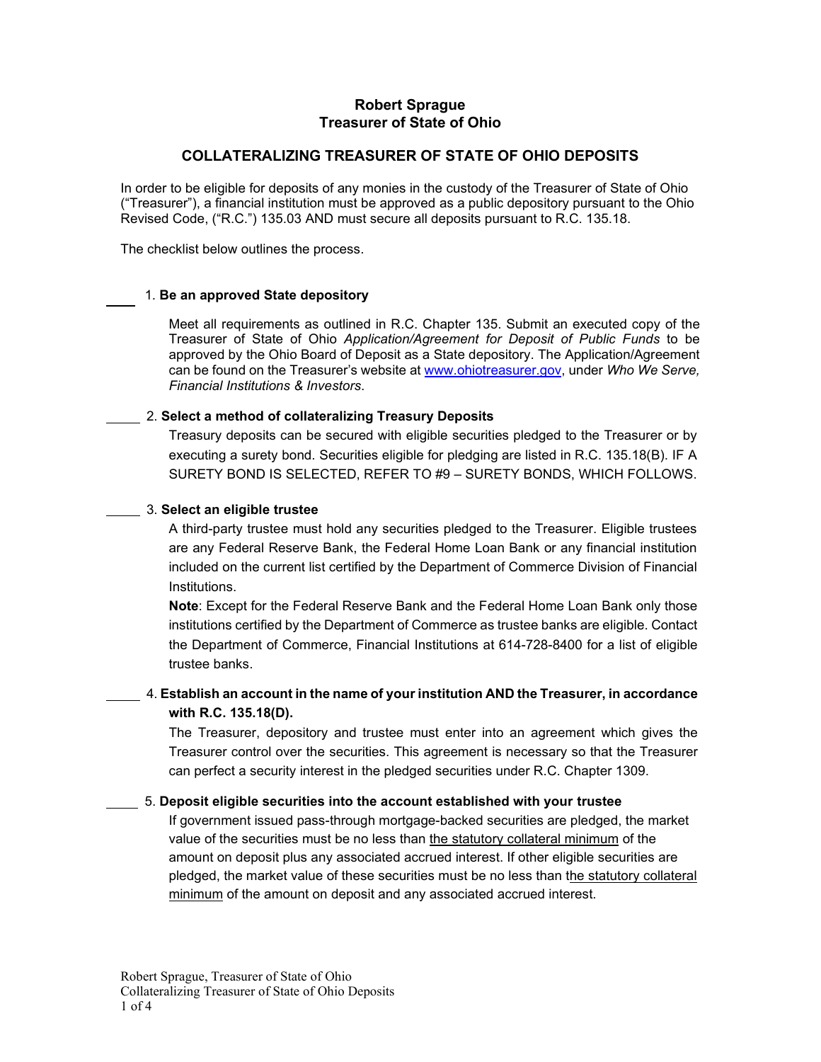**Robert Sprague**
**Treasurer of State of Ohio**

## COLLATERALIZING TREASURER OF STATE OF OHIO DEPOSITS

In order to be eligible for deposits of any monies in the custody of the Treasurer of State of Ohio ("Treasurer"), a financial institution must be approved as a public depository pursuant to the Ohio Revised Code, ("R.C.") 135.03 AND must secure all deposits pursuant to R.C. 135.18.

The checklist below outlines the process.

____ 1. **Be an approved State depository**

Meet all requirements as outlined in R.C. Chapter 135. Submit an executed copy of the Treasurer of State of Ohio *Application/Agreement for Deposit of Public Funds* to be approved by the Ohio Board of Deposit as a State depository. The Application/Agreement can be found on the Treasurer's website at [www.ohiotreasurer.gov](http://www.ohiotreasurer.gov), under *Who We Serve, Financial Institutions & Investors*.

____ 2. **Select a method of collateralizing Treasury Deposits**

Treasury deposits can be secured with eligible securities pledged to the Treasurer or by executing a surety bond. Securities eligible for pledging are listed in R.C. 135.18(B). IF A SURETY BOND IS SELECTED, REFER TO #9 – SURETY BONDS, WHICH FOLLOWS.

____ 3. **Select an eligible trustee**

A third-party trustee must hold any securities pledged to the Treasurer. Eligible trustees are any Federal Reserve Bank, the Federal Home Loan Bank or any financial institution included on the current list certified by the Department of Commerce Division of Financial Institutions.

**Note**: Except for the Federal Reserve Bank and the Federal Home Loan Bank only those institutions certified by the Department of Commerce as trustee banks are eligible. Contact the Department of Commerce, Financial Institutions at 614-728-8400 for a list of eligible trustee banks.

____ 4. **Establish an account in the name of your institution AND the Treasurer, in accordance with R.C. 135.18(D).**

The Treasurer, depository and trustee must enter into an agreement which gives the Treasurer control over the securities. This agreement is necessary so that the Treasurer can perfect a security interest in the pledged securities under R.C. Chapter 1309.

____ 5. **Deposit eligible securities into the account established with your trustee**

If government issued pass-through mortgage-backed securities are pledged, the market value of the securities must be no less than the statutory collateral minimum of the amount on deposit plus any associated accrued interest. If other eligible securities are pledged, the market value of these securities must be no less than the statutory collateral minimum of the amount on deposit and any associated accrued interest.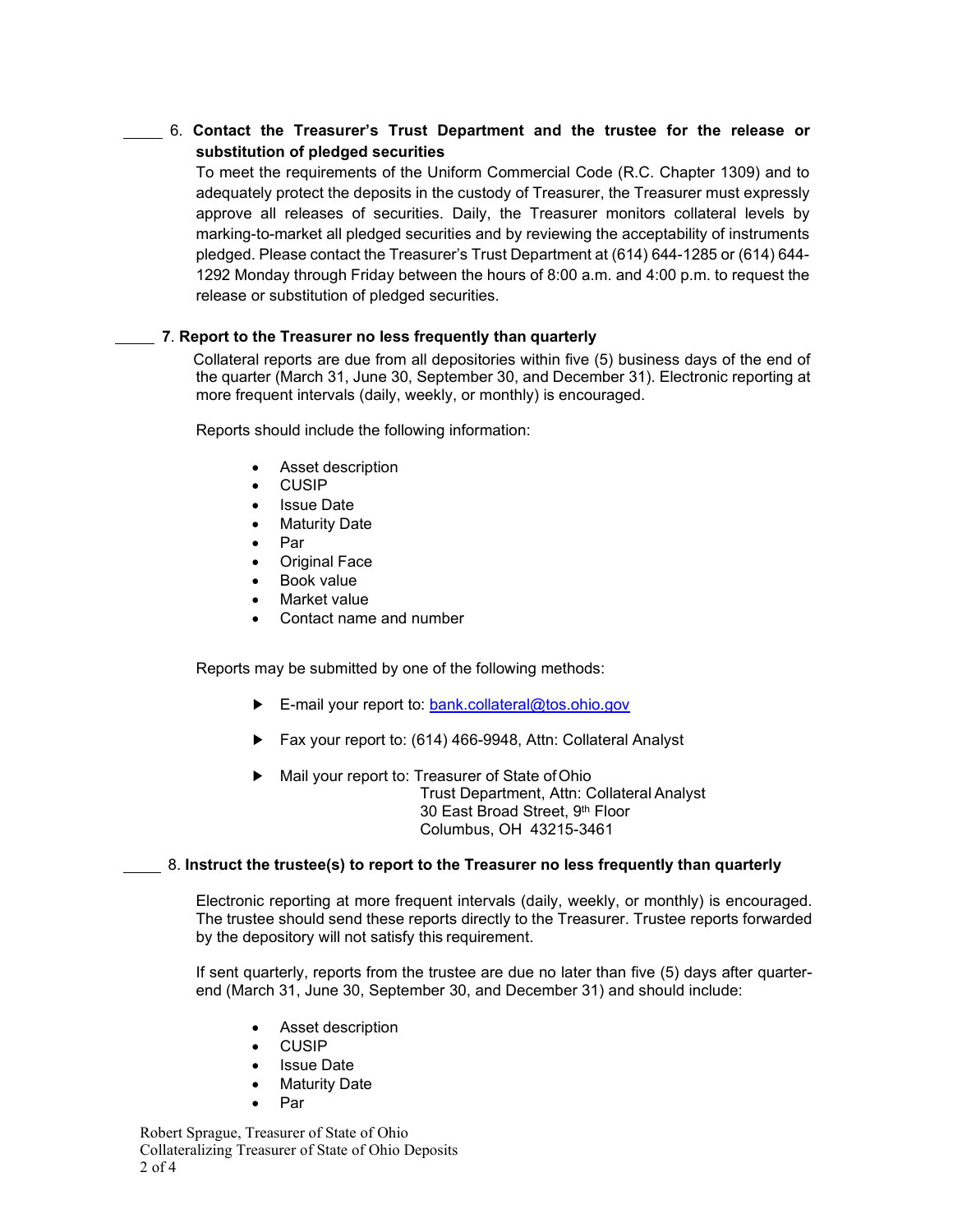_____ 6. **Contact the Treasurer's Trust Department and the trustee for the release or substitution of pledged securities**

To meet the requirements of the Uniform Commercial Code (R.C. Chapter 1309) and to adequately protect the deposits in the custody of Treasurer, the Treasurer must expressly approve all releases of securities. Daily, the Treasurer monitors collateral levels by marking-to-market all pledged securities and by reviewing the acceptability of instruments pledged. Please contact the Treasurer's Trust Department at (614) 644-1285 or (614) 644-1292 Monday through Friday between the hours of 8:00 a.m. and 4:00 p.m. to request the release or substitution of pledged securities.

_____ **7. Report to the Treasurer no less frequently than quarterly**

Collateral reports are due from all depositories within five (5) business days of the end of the quarter (March 31, June 30, September 30, and December 31). Electronic reporting at more frequent intervals (daily, weekly, or monthly) is encouraged.

Reports should include the following information:

- Asset description
- CUSIP
- Issue Date
- Maturity Date
- Par
- Original Face
- Book value
- Market value
- Contact name and number

Reports may be submitted by one of the following methods:

- E-mail your report to: bank.collateral@tos.ohio.gov
- Fax your report to: (614) 466-9948, Attn: Collateral Analyst
- Mail your report to: Treasurer of State of Ohio
  Trust Department, Attn: Collateral Analyst
  30 East Broad Street, 9th Floor
  Columbus, OH 43215-3461

_____ 8. **Instruct the trustee(s) to report to the Treasurer no less frequently than quarterly**

Electronic reporting at more frequent intervals (daily, weekly, or monthly) is encouraged. The trustee should send these reports directly to the Treasurer. Trustee reports forwarded by the depository will not satisfy this requirement.

If sent quarterly, reports from the trustee are due no later than five (5) days after quarter-end (March 31, June 30, September 30, and December 31) and should include:

- Asset description
- CUSIP
- Issue Date
- Maturity Date
- Par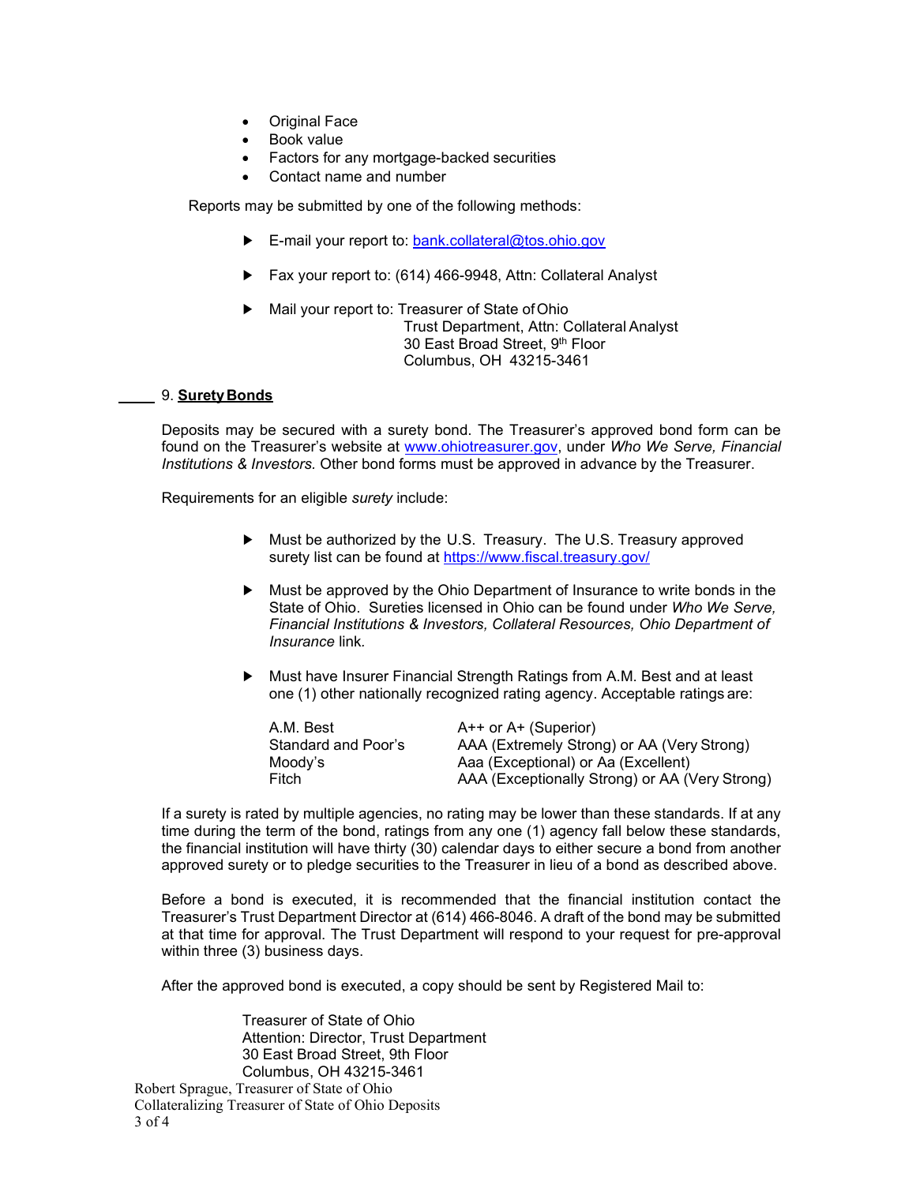- Original Face
- Book value
- Factors for any mortgage-backed securities
- Contact name and number

Reports may be submitted by one of the following methods:

- E-mail your report to: bank.collateral@tos.ohio.gov
- Fax your report to: (614) 466-9948, Attn: Collateral Analyst
- Mail your report to: Treasurer of State of Ohio
  Trust Department, Attn: Collateral Analyst
  30 East Broad Street, 9th Floor
  Columbus, OH 43215-3461

_____ 9. **Surety Bonds**

Deposits may be secured with a surety bond. The Treasurer's approved bond form can be found on the Treasurer's website at www.ohiotreasurer.gov, under *Who We Serve, Financial Institutions & Investors.* Other bond forms must be approved in advance by the Treasurer.

Requirements for an eligible *surety* include:

- Must be authorized by the U.S. Treasury. The U.S. Treasury approved surety list can be found at https://www.fiscal.treasury.gov/
- Must be approved by the Ohio Department of Insurance to write bonds in the State of Ohio. Sureties licensed in Ohio can be found under *Who We Serve, Financial Institutions & Investors, Collateral Resources, Ohio Department of Insurance* link.
- Must have Insurer Financial Strength Ratings from A.M. Best and at least one (1) other nationally recognized rating agency. Acceptable ratings are:

| | |
|---|---|
| A.M. Best | A++ or A+ (Superior) |
| Standard and Poor's | AAA (Extremely Strong) or AA (Very Strong) |
| Moody's | Aaa (Exceptional) or Aa (Excellent) |
| Fitch | AAA (Exceptionally Strong) or AA (Very Strong) |

If a surety is rated by multiple agencies, no rating may be lower than these standards. If at any time during the term of the bond, ratings from any one (1) agency fall below these standards, the financial institution will have thirty (30) calendar days to either secure a bond from another approved surety or to pledge securities to the Treasurer in lieu of a bond as described above.

Before a bond is executed, it is recommended that the financial institution contact the Treasurer's Trust Department Director at (614) 466-8046. A draft of the bond may be submitted at that time for approval. The Trust Department will respond to your request for pre-approval within three (3) business days.

After the approved bond is executed, a copy should be sent by Registered Mail to:

Treasurer of State of Ohio
Attention: Director, Trust Department
30 East Broad Street, 9th Floor
Columbus, OH 43215-3461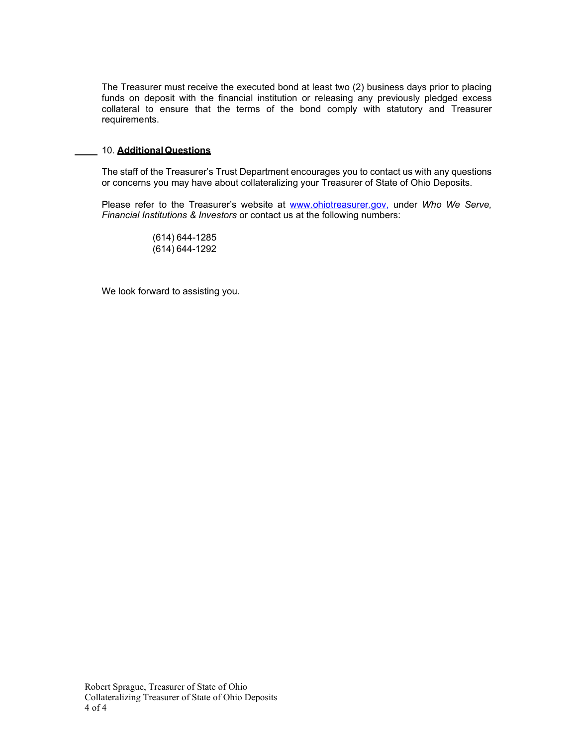The Treasurer must receive the executed bond at least two (2) business days prior to placing funds on deposit with the financial institution or releasing any previously pledged excess collateral to ensure that the terms of the bond comply with statutory and Treasurer requirements.

_____ 10. **Additional Questions**

The staff of the Treasurer's Trust Department encourages you to contact us with any questions or concerns you may have about collateralizing your Treasurer of State of Ohio Deposits.

Please refer to the Treasurer's website at www.ohiotreasurer.gov, under *Who We Serve, Financial Institutions & Investors* or contact us at the following numbers:

(614) 644-1285
(614) 644-1292

We look forward to assisting you.